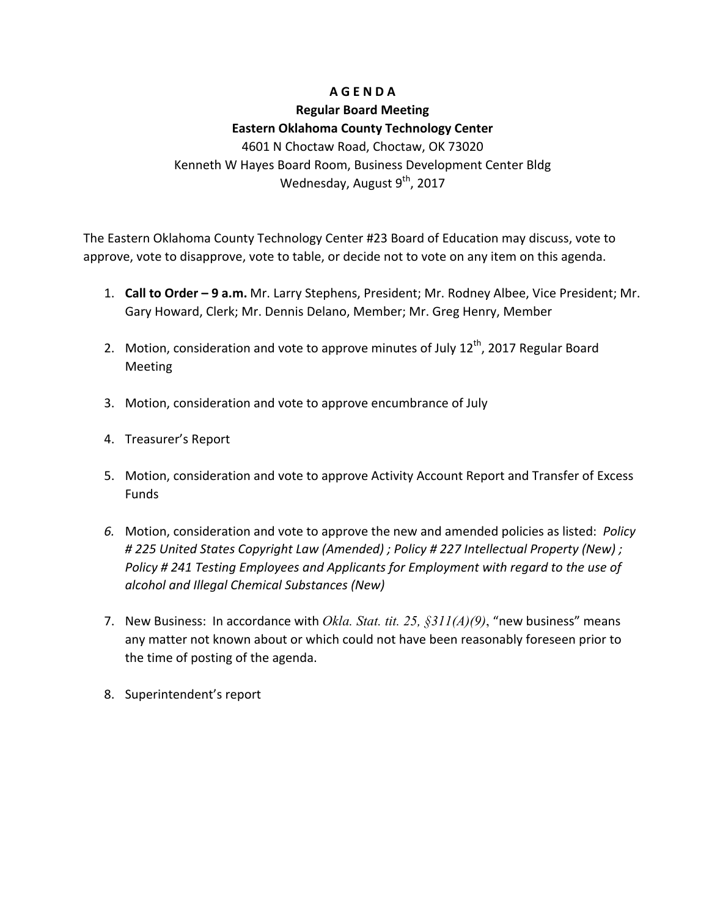# A G E N D A

## Regular Board Meeting

## Eastern Oklahoma County Technology Center

4601 N Choctaw Road, Choctaw, OK 73020
Kenneth W Hayes Board Room, Business Development Center Bldg
Wednesday, August 9th, 2017

The Eastern Oklahoma County Technology Center #23 Board of Education may discuss, vote to approve, vote to disapprove, vote to table, or decide not to vote on any item on this agenda.

1. **Call to Order – 9 a.m.** Mr. Larry Stephens, President; Mr. Rodney Albee, Vice President; Mr. Gary Howard, Clerk; Mr. Dennis Delano, Member; Mr. Greg Henry, Member

2. Motion, consideration and vote to approve minutes of July 12th, 2017 Regular Board Meeting

3. Motion, consideration and vote to approve encumbrance of July

4. Treasurer's Report

5. Motion, consideration and vote to approve Activity Account Report and Transfer of Excess Funds

6. Motion, consideration and vote to approve the new and amended policies as listed: *Policy # 225 United States Copyright Law (Amended) ; Policy # 227 Intellectual Property (New) ; Policy # 241 Testing Employees and Applicants for Employment with regard to the use of alcohol and Illegal Chemical Substances (New)*

7. New Business: In accordance with *Okla. Stat. tit. 25, §311(A)(9)*, "new business" means any matter not known about or which could not have been reasonably foreseen prior to the time of posting of the agenda.

8. Superintendent's report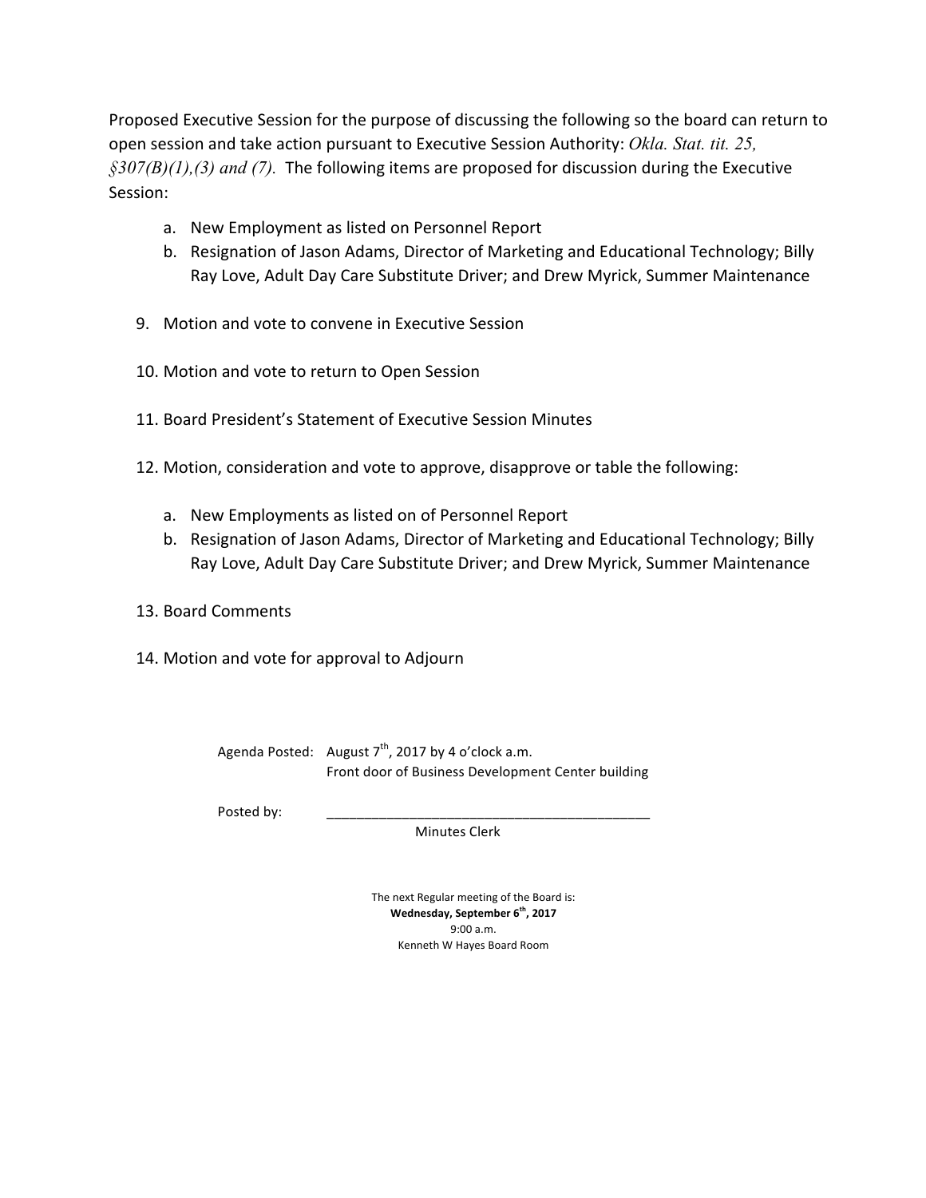Proposed Executive Session for the purpose of discussing the following so the board can return to open session and take action pursuant to Executive Session Authority: *Okla. Stat. tit. 25, §307(B)(1),(3) and (7).* The following items are proposed for discussion during the Executive Session:

a. New Employment as listed on Personnel Report
b. Resignation of Jason Adams, Director of Marketing and Educational Technology; Billy Ray Love, Adult Day Care Substitute Driver; and Drew Myrick, Summer Maintenance

9. Motion and vote to convene in Executive Session

10. Motion and vote to return to Open Session

11. Board President's Statement of Executive Session Minutes

12. Motion, consideration and vote to approve, disapprove or table the following:

    a. New Employments as listed on of Personnel Report
    b. Resignation of Jason Adams, Director of Marketing and Educational Technology; Billy Ray Love, Adult Day Care Substitute Driver; and Drew Myrick, Summer Maintenance

13. Board Comments

14. Motion and vote for approval to Adjourn

Agenda Posted: August 7th, 2017 by 4 o'clock a.m.
Front door of Business Development Center building

Posted by: ________________________________________
Minutes Clerk

The next Regular meeting of the Board is:
**Wednesday, September 6th, 2017**
9:00 a.m.
Kenneth W Hayes Board Room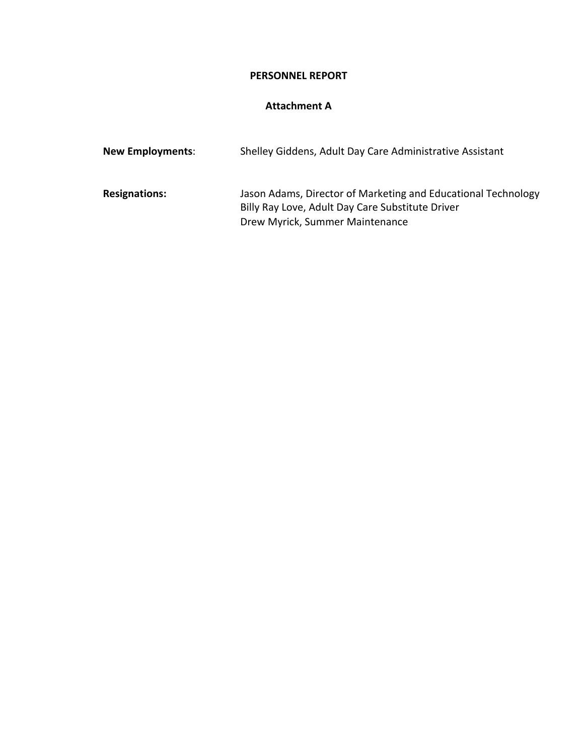**PERSONNEL REPORT**

**Attachment A**

| | |
|---|---|
| **New Employments**: | Shelley Giddens, Adult Day Care Administrative Assistant |
| **Resignations:** | Jason Adams, Director of Marketing and Educational Technology<br>Billy Ray Love, Adult Day Care Substitute Driver<br>Drew Myrick, Summer Maintenance |